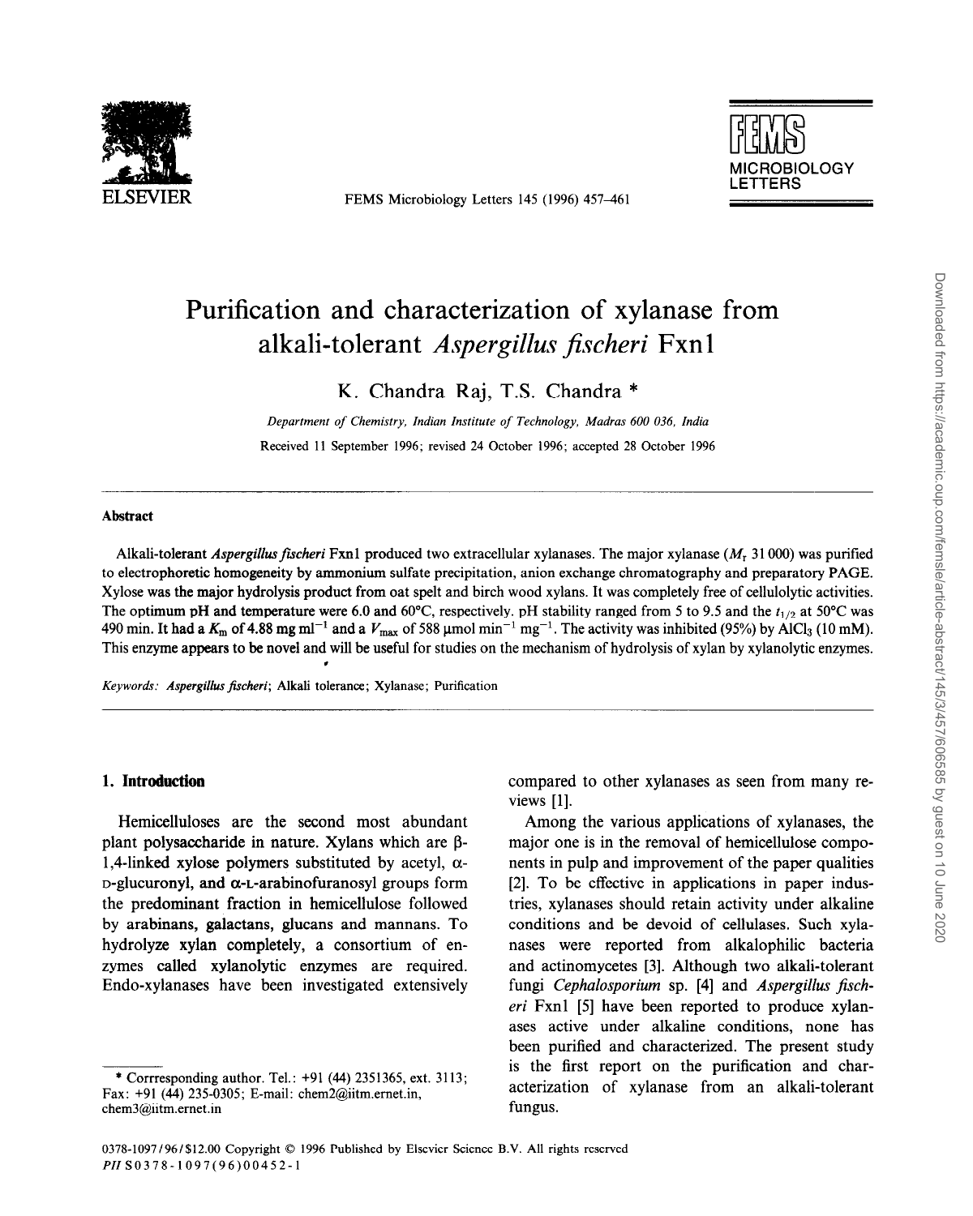# Purification and characterization of xylanase from alkali-tolerant *Aspergillus fischeri* Fxn1

K. Chandra Raj, T.S. Chandra *

*Department of Chemistry, Indian Institute of Technology, Madras 600 036, India*

Received 11 September 1996; revised 24 October 1996; accepted 28 October 1996

## Abstract

Alkali-tolerant *Aspergillus fischeri* Fxn1 produced two extracellular xylanases. The major xylanase ($M_r$ 31 000) was purified to electrophoretic homogeneity by ammonium sulfate precipitation, anion exchange chromatography and preparatory PAGE. Xylose was the major hydrolysis product from oat spelt and birch wood xylans. It was completely free of cellulolytic activities. The optimum pH and temperature were 6.0 and 60°C, respectively. pH stability ranged from 5 to 9.5 and the $t_{1/2}$ at 50°C was 490 min. It had a $K_m$ of 4.88 mg ml$^{-1}$ and a $V_{max}$ of 588 μmol min$^{-1}$ mg$^{-1}$. The activity was inhibited (95%) by $AlCl_3$ (10 mM). This enzyme appears to be novel and will be useful for studies on the mechanism of hydrolysis of xylan by xylanolytic enzymes.

*Keywords:* *Aspergillus fischeri*; Alkali tolerance; Xylanase; Purification

## 1. Introduction

Hemicelluloses are the second most abundant plant polysaccharide in nature. Xylans which are β-1,4-linked xylose polymers substituted by acetyl, α-D-glucuronyl, and α-L-arabinofuranosyl groups form the predominant fraction in hemicellulose followed by arabinans, galactans, glucans and mannans. To hydrolyze xylan completely, a consortium of enzymes called xylanolytic enzymes are required. Endo-xylanases have been investigated extensively compared to other xylanases as seen from many reviews [1].

Among the various applications of xylanases, the major one is in the removal of hemicellulose components in pulp and improvement of the paper qualities [2]. To be effective in applications in paper industries, xylanases should retain activity under alkaline conditions and be devoid of cellulases. Such xylanases were reported from alkalophilic bacteria and actinomycetes [3]. Although two alkali-tolerant fungi *Cephalosporium* sp. [4] and *Aspergillus fischeri* Fxn1 [5] have been reported to produce xylanases active under alkaline conditions, none has been purified and characterized. The present study is the first report on the purification and characterization of xylanase from an alkali-tolerant fungus.

* Corrresponding author. Tel.: +91 (44) 2351365, ext. 3113; Fax: +91 (44) 235-0305; E-mail: chem2@iitm.ernet.in, chem3@iitm.ernet.in

0378-1097/96/$12.00 Copyright © 1996 Published by Elsevier Science B.V. All rights reserved
*PII* S0378-1097(96)00452-1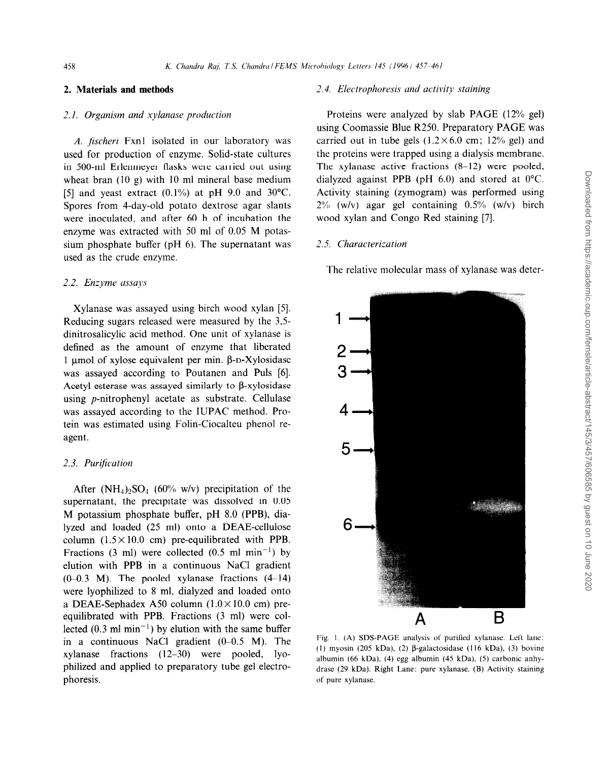## 2. Materials and methods

### 2.1. Organism and xylanase production

*A. fischeri* Fxn1 isolated in our laboratory was used for production of enzyme. Solid-state cultures in 500-ml Erlenmeyer flasks were carried out using wheat bran (10 g) with 10 ml mineral base medium [5] and yeast extract (0.1%) at pH 9.0 and 30°C. Spores from 4-day-old potato dextrose agar slants were inoculated, and after 60 h of incubation the enzyme was extracted with 50 ml of 0.05 M potassium phosphate buffer (pH 6). The supernatant was used as the crude enzyme.

### 2.2. Enzyme assays

Xylanase was assayed using birch wood xylan [5]. Reducing sugars released were measured by the 3,5-dinitrosalicylic acid method. One unit of xylanase is defined as the amount of enzyme that liberated 1 μmol of xylose equivalent per min. β-D-Xylosidase was assayed according to Poutanen and Puls [6]. Acetyl esterase was assayed similarly to β-xylosidase using *p*-nitrophenyl acetate as substrate. Cellulase was assayed according to the IUPAC method. Protein was estimated using Folin-Ciocalteu phenol reagent.

### 2.3. Purification

After $(NH_4)_2SO_4$ (60% w/v) precipitation of the supernatant, the precipitate was dissolved in 0.05 M potassium phosphate buffer, pH 8.0 (PPB), dialyzed and loaded (25 ml) onto a DEAE-cellulose column (1.5 × 10.0 cm) pre-equilibrated with PPB. Fractions (3 ml) were collected (0.5 ml $min^{-1}$) by elution with PPB in a continuous NaCl gradient (0–0.3 M). The pooled xylanase fractions (4–14) were lyophilized to 8 ml, dialyzed and loaded onto a DEAE-Sephadex A50 column (1.0 × 10.0 cm) pre-equilibrated with PPB. Fractions (3 ml) were collected (0.3 ml $min^{-1}$) by elution with the same buffer in a continuous NaCl gradient (0–0.5 M). The xylanase fractions (12–30) were pooled, lyophilized and applied to preparatory tube gel electrophoresis.

### 2.4. Electrophoresis and activity staining

Proteins were analyzed by slab PAGE (12% gel) using Coomassie Blue R250. Preparatory PAGE was carried out in tube gels (1.2 × 6.0 cm; 12% gel) and the proteins were trapped using a dialysis membrane. The xylanase active fractions (8–12) were pooled, dialyzed against PPB (pH 6.0) and stored at 0°C. Activity staining (zymogram) was performed using 2% (w/v) agar gel containing 0.5% (w/v) birch wood xylan and Congo Red staining [7].

### 2.5. Characterization

The relative molecular mass of xylanase was deter-

Fig. 1. (A) SDS-PAGE analysis of purified xylanase. Left lane: (1) myosin (205 kDa), (2) β-galactosidase (116 kDa), (3) bovine albumin (66 kDa), (4) egg albumin (45 kDa), (5) carbonic anhydrase (29 kDa). Right Lane: pure xylanase. (B) Activity staining of pure xylanase.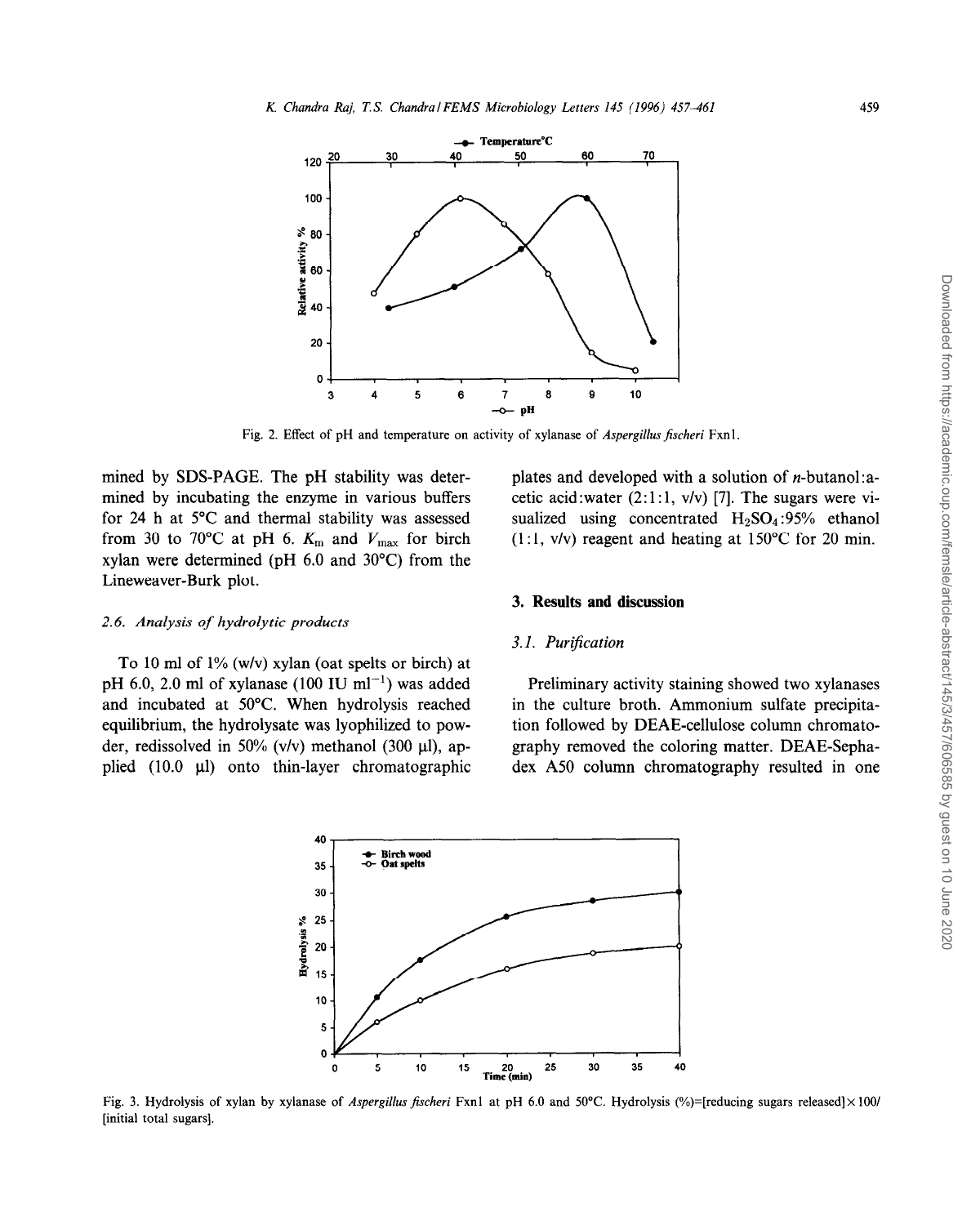Fig. 2. Effect of pH and temperature on activity of xylanase of *Aspergillus fischeri* Fxn1.

mined by SDS-PAGE. The pH stability was determined by incubating the enzyme in various buffers for 24 h at 5°C and thermal stability was assessed from 30 to 70°C at pH 6. $K_m$ and $V_{max}$ for birch xylan were determined (pH 6.0 and 30°C) from the Lineweaver-Burk plot.

### 2.6. Analysis of hydrolytic products

To 10 ml of 1% (w/v) xylan (oat spelts or birch) at pH 6.0, 2.0 ml of xylanase (100 IU $ml^{-1}$) was added and incubated at 50°C. When hydrolysis reached equilibrium, the hydrolysate was lyophilized to powder, redissolved in 50% (v/v) methanol (300 μl), applied (10.0 μl) onto thin-layer chromatographic plates and developed with a solution of *n*-butanol:acetic acid:water (2:1:1, v/v) [7]. The sugars were visualized using concentrated $H_2SO_4$:95% ethanol (1:1, v/v) reagent and heating at 150°C for 20 min.

## 3. Results and discussion

### 3.1. Purification

Preliminary activity staining showed two xylanases in the culture broth. Ammonium sulfate precipitation followed by DEAE-cellulose column chromatography removed the coloring matter. DEAE-Sephadex A50 column chromatography resulted in one

Fig. 3. Hydrolysis of xylan by xylanase of *Aspergillus fischeri* Fxn1 at pH 6.0 and 50°C. Hydrolysis (%)=[reducing sugars released]×100/[initial total sugars].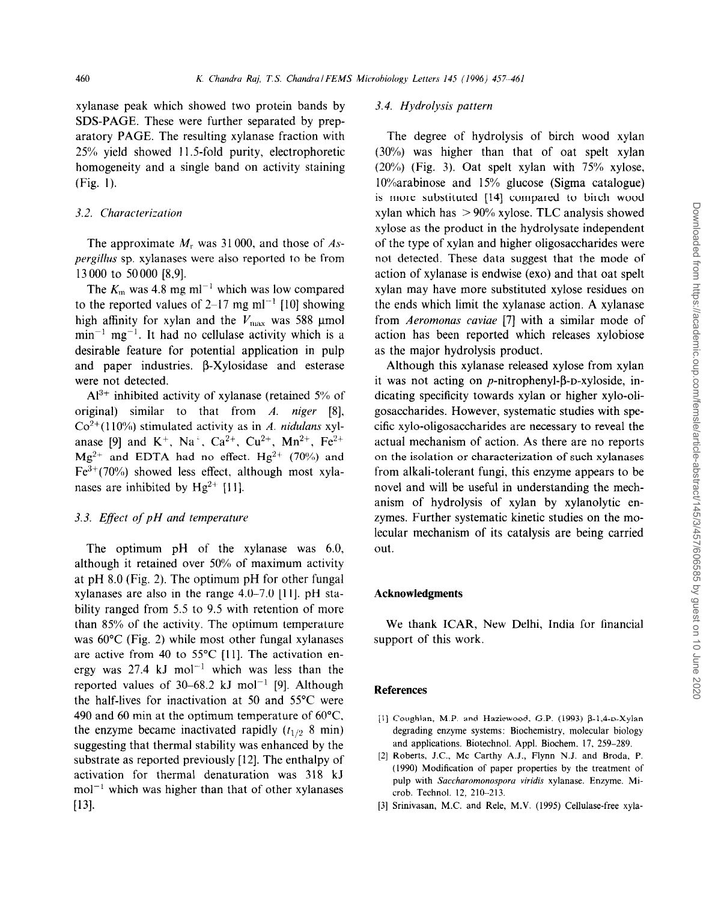xylanase peak which showed two protein bands by SDS-PAGE. These were further separated by preparatory PAGE. The resulting xylanase fraction with 25% yield showed 11.5-fold purity, electrophoretic homogeneity and a single band on activity staining (Fig. 1).

### 3.2. Characterization

The approximate $M_r$ was 31 000, and those of *Aspergillus* sp. xylanases were also reported to be from 13 000 to 50 000 [8,9].

The $K_m$ was 4.8 mg ml$^{-1}$ which was low compared to the reported values of 2–17 mg ml$^{-1}$ [10] showing high affinity for xylan and the $V_{max}$ was 588 μmol min$^{-1}$ mg$^{-1}$. It had no cellulase activity which is a desirable feature for potential application in pulp and paper industries. β-Xylosidase and esterase were not detected.

$Al^{3+}$ inhibited activity of xylanase (retained 5% of original) similar to that from *A. niger* [8], $Co^{2+}$(110%) stimulated activity as in *A. nidulans* xylanase [9] and $K^{+}$, $Na^{+}$, $Ca^{2+}$, $Cu^{2+}$, $Mn^{2+}$, $Fe^{2+}$ $Mg^{2+}$ and EDTA had no effect. $Hg^{2+}$ (70%) and $Fe^{3+}$(70%) showed less effect, although most xylanases are inhibited by $Hg^{2+}$ [11].

### 3.3. Effect of pH and temperature

The optimum pH of the xylanase was 6.0, although it retained over 50% of maximum activity at pH 8.0 (Fig. 2). The optimum pH for other fungal xylanases are also in the range 4.0–7.0 [11]. pH stability ranged from 5.5 to 9.5 with retention of more than 85% of the activity. The optimum temperature was 60°C (Fig. 2) while most other fungal xylanases are active from 40 to 55°C [11]. The activation energy was 27.4 kJ mol$^{-1}$ which was less than the reported values of 30–68.2 kJ mol$^{-1}$ [9]. Although the half-lives for inactivation at 50 and 55°C were 490 and 60 min at the optimum temperature of 60°C, the enzyme became inactivated rapidly ($t_{1/2}$ 8 min) suggesting that thermal stability was enhanced by the substrate as reported previously [12]. The enthalpy of activation for thermal denaturation was 318 kJ mol$^{-1}$ which was higher than that of other xylanases [13].

### 3.4. Hydrolysis pattern

The degree of hydrolysis of birch wood xylan (30%) was higher than that of oat spelt xylan (20%) (Fig. 3). Oat spelt xylan with 75% xylose, 10%arabinose and 15% glucose (Sigma catalogue) is more substituted [14] compared to birch wood xylan which has > 90% xylose. TLC analysis showed xylose as the product in the hydrolysate independent of the type of xylan and higher oligosaccharides were not detected. These data suggest that the mode of action of xylanase is endwise (exo) and that oat spelt xylan may have more substituted xylose residues on the ends which limit the xylanase action. A xylanase from *Aeromonas caviae* [7] with a similar mode of action has been reported which releases xylobiose as the major hydrolysis product.

Although this xylanase released xylose from xylan it was not acting on *p*-nitrophenyl-β-D-xyloside, indicating specificity towards xylan or higher xylo-oligosaccharides. However, systematic studies with specific xylo-oligosaccharides are necessary to reveal the actual mechanism of action. As there are no reports on the isolation or characterization of such xylanases from alkali-tolerant fungi, this enzyme appears to be novel and will be useful in understanding the mechanism of hydrolysis of xylan by xylanolytic enzymes. Further systematic kinetic studies on the molecular mechanism of its catalysis are being carried out.

## Acknowledgments

We thank ICAR, New Delhi, India for financial support of this work.

## References

[1] Coughlan, M.P. and Hazlewood, G.P. (1993) β-1,4-D-Xylan degrading enzyme systems: Biochemistry, molecular biology and applications. Biotechnol. Appl. Biochem. 17, 259–289.

[2] Roberts, J.C., Mc Carthy A.J., Flynn N.J. and Broda, P. (1990) Modification of paper properties by the treatment of pulp with *Saccharomonospora viridis* xylanase. Enzyme. Microb. Technol. 12, 210–213.

[3] Srinivasan, M.C. and Rele, M.V. (1995) Cellulase-free xyla-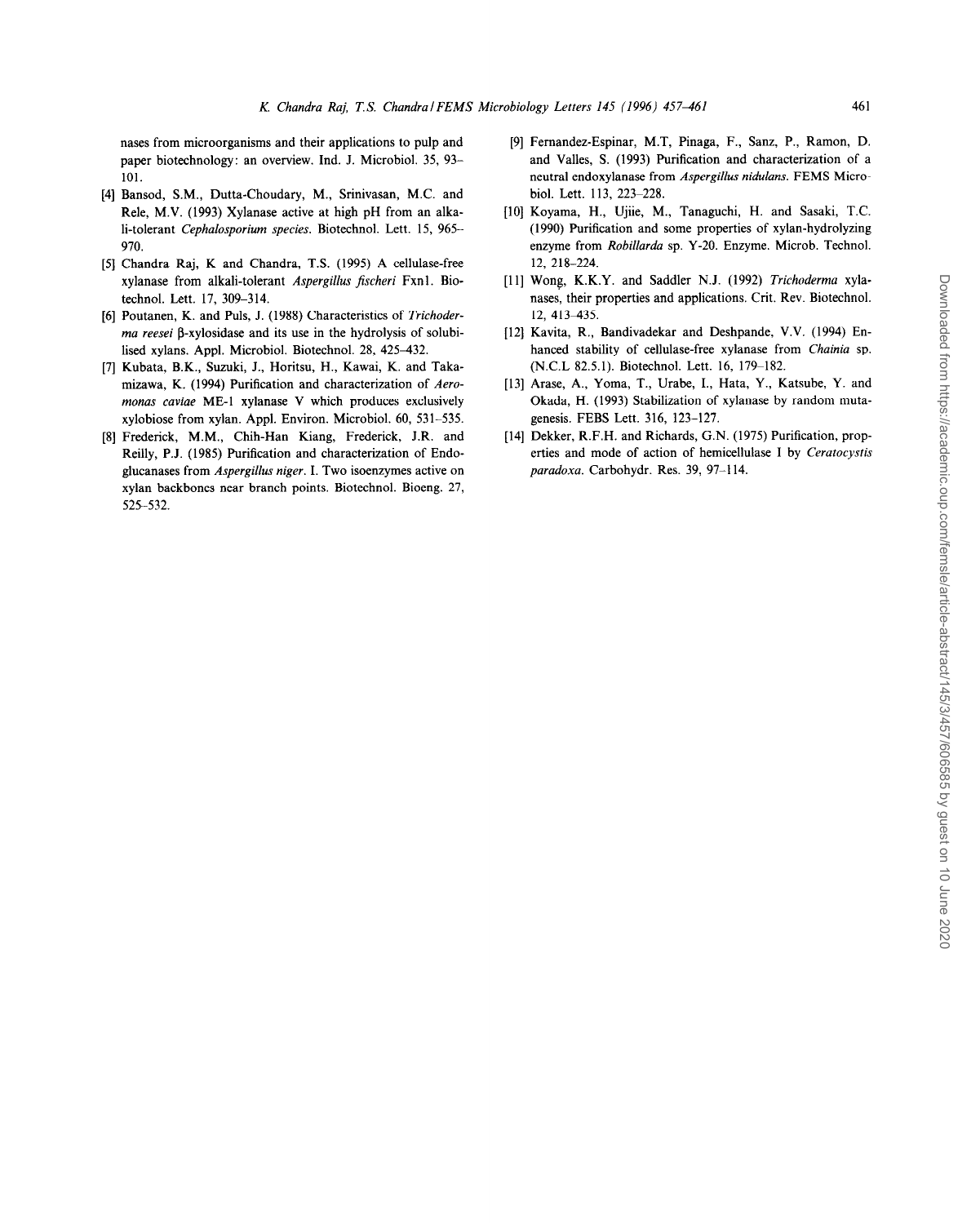nases from microorganisms and their applications to pulp and paper biotechnology: an overview. Ind. J. Microbiol. 35, 93–101.

[4] Bansod, S.M., Dutta-Choudary, M., Srinivasan, M.C. and Rele, M.V. (1993) Xylanase active at high pH from an alkali-tolerant *Cephalosporium species*. Biotechnol. Lett. 15, 965–970.

[5] Chandra Raj, K and Chandra, T.S. (1995) A cellulase-free xylanase from alkali-tolerant *Aspergillus fischeri* Fxn1. Biotechnol. Lett. 17, 309–314.

[6] Poutanen, K. and Puls, J. (1988) Characteristics of *Trichoderma reesei* β-xylosidase and its use in the hydrolysis of solubilised xylans. Appl. Microbiol. Biotechnol. 28, 425–432.

[7] Kubata, B.K., Suzuki, J., Horitsu, H., Kawai, K. and Takamizawa, K. (1994) Purification and characterization of *Aeromonas caviae* ME-1 xylanase V which produces exclusively xylobiose from xylan. Appl. Environ. Microbiol. 60, 531–535.

[8] Frederick, M.M., Chih-Han Kiang, Frederick, J.R. and Reilly, P.J. (1985) Purification and characterization of Endoglucanases from *Aspergillus niger*. I. Two isoenzymes active on xylan backbones near branch points. Biotechnol. Bioeng. 27, 525–532.

[9] Fernandez-Espinar, M.T, Pinaga, F., Sanz, P., Ramon, D. and Valles, S. (1993) Purification and characterization of a neutral endoxylanase from *Aspergillus nidulans*. FEMS Microbiol. Lett. 113, 223–228.

[10] Koyama, H., Ujiie, M., Tanaguchi, H. and Sasaki, T.C. (1990) Purification and some properties of xylan-hydrolyzing enzyme from *Robillarda* sp. Y-20. Enzyme. Microb. Technol. 12, 218–224.

[11] Wong, K.K.Y. and Saddler N.J. (1992) *Trichoderma* xylanases, their properties and applications. Crit. Rev. Biotechnol. 12, 413–435.

[12] Kavita, R., Bandivadekar and Deshpande, V.V. (1994) Enhanced stability of cellulase-free xylanase from *Chainia* sp. (N.C.L 82.5.1). Biotechnol. Lett. 16, 179–182.

[13] Arase, A., Yoma, T., Urabe, I., Hata, Y., Katsube, Y. and Okada, H. (1993) Stabilization of xylanase by random mutagenesis. FEBS Lett. 316, 123–127.

[14] Dekker, R.F.H. and Richards, G.N. (1975) Purification, properties and mode of action of hemicellulase I by *Ceratocystis paradoxa*. Carbohydr. Res. 39, 97–114.